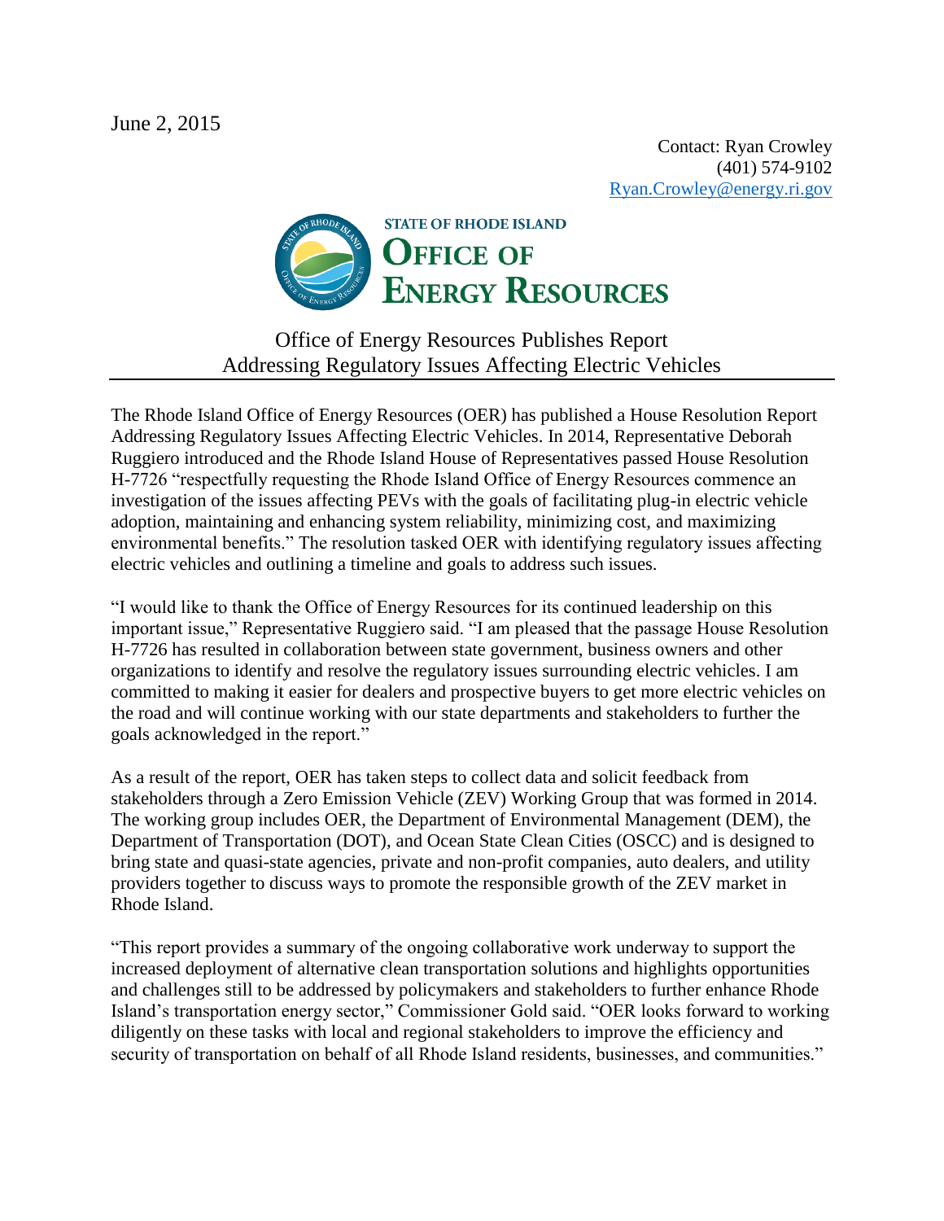June 2, 2015

Contact: Ryan Crowley
(401) 574-9102
Ryan.Crowley@energy.ri.gov

STATE OF RHODE ISLAND
**OFFICE OF ENERGY RESOURCES**

# Office of Energy Resources Publishes Report Addressing Regulatory Issues Affecting Electric Vehicles

The Rhode Island Office of Energy Resources (OER) has published a House Resolution Report Addressing Regulatory Issues Affecting Electric Vehicles. In 2014, Representative Deborah Ruggiero introduced and the Rhode Island House of Representatives passed House Resolution H-7726 "respectfully requesting the Rhode Island Office of Energy Resources commence an investigation of the issues affecting PEVs with the goals of facilitating plug-in electric vehicle adoption, maintaining and enhancing system reliability, minimizing cost, and maximizing environmental benefits." The resolution tasked OER with identifying regulatory issues affecting electric vehicles and outlining a timeline and goals to address such issues.

"I would like to thank the Office of Energy Resources for its continued leadership on this important issue," Representative Ruggiero said. "I am pleased that the passage House Resolution H-7726 has resulted in collaboration between state government, business owners and other organizations to identify and resolve the regulatory issues surrounding electric vehicles. I am committed to making it easier for dealers and prospective buyers to get more electric vehicles on the road and will continue working with our state departments and stakeholders to further the goals acknowledged in the report."

As a result of the report, OER has taken steps to collect data and solicit feedback from stakeholders through a Zero Emission Vehicle (ZEV) Working Group that was formed in 2014. The working group includes OER, the Department of Environmental Management (DEM), the Department of Transportation (DOT), and Ocean State Clean Cities (OSCC) and is designed to bring state and quasi-state agencies, private and non-profit companies, auto dealers, and utility providers together to discuss ways to promote the responsible growth of the ZEV market in Rhode Island.

"This report provides a summary of the ongoing collaborative work underway to support the increased deployment of alternative clean transportation solutions and highlights opportunities and challenges still to be addressed by policymakers and stakeholders to further enhance Rhode Island's transportation energy sector," Commissioner Gold said. "OER looks forward to working diligently on these tasks with local and regional stakeholders to improve the efficiency and security of transportation on behalf of all Rhode Island residents, businesses, and communities."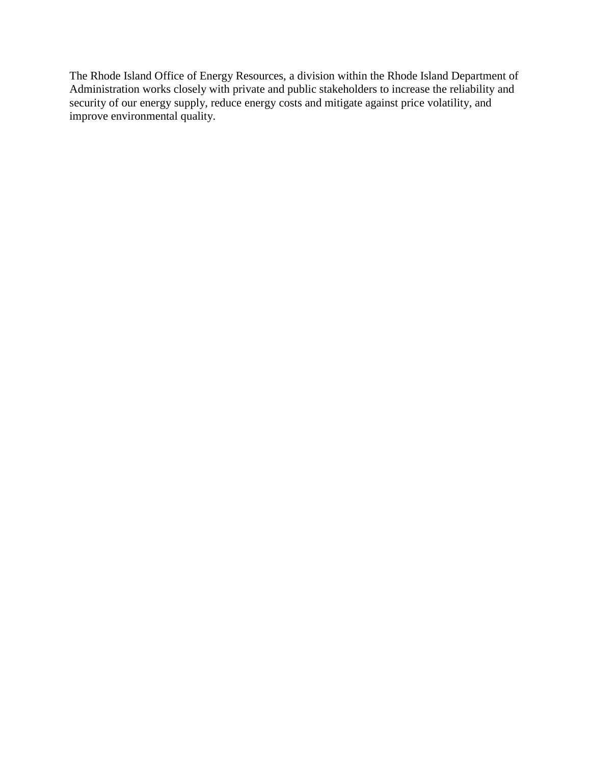The Rhode Island Office of Energy Resources, a division within the Rhode Island Department of Administration works closely with private and public stakeholders to increase the reliability and security of our energy supply, reduce energy costs and mitigate against price volatility, and improve environmental quality.